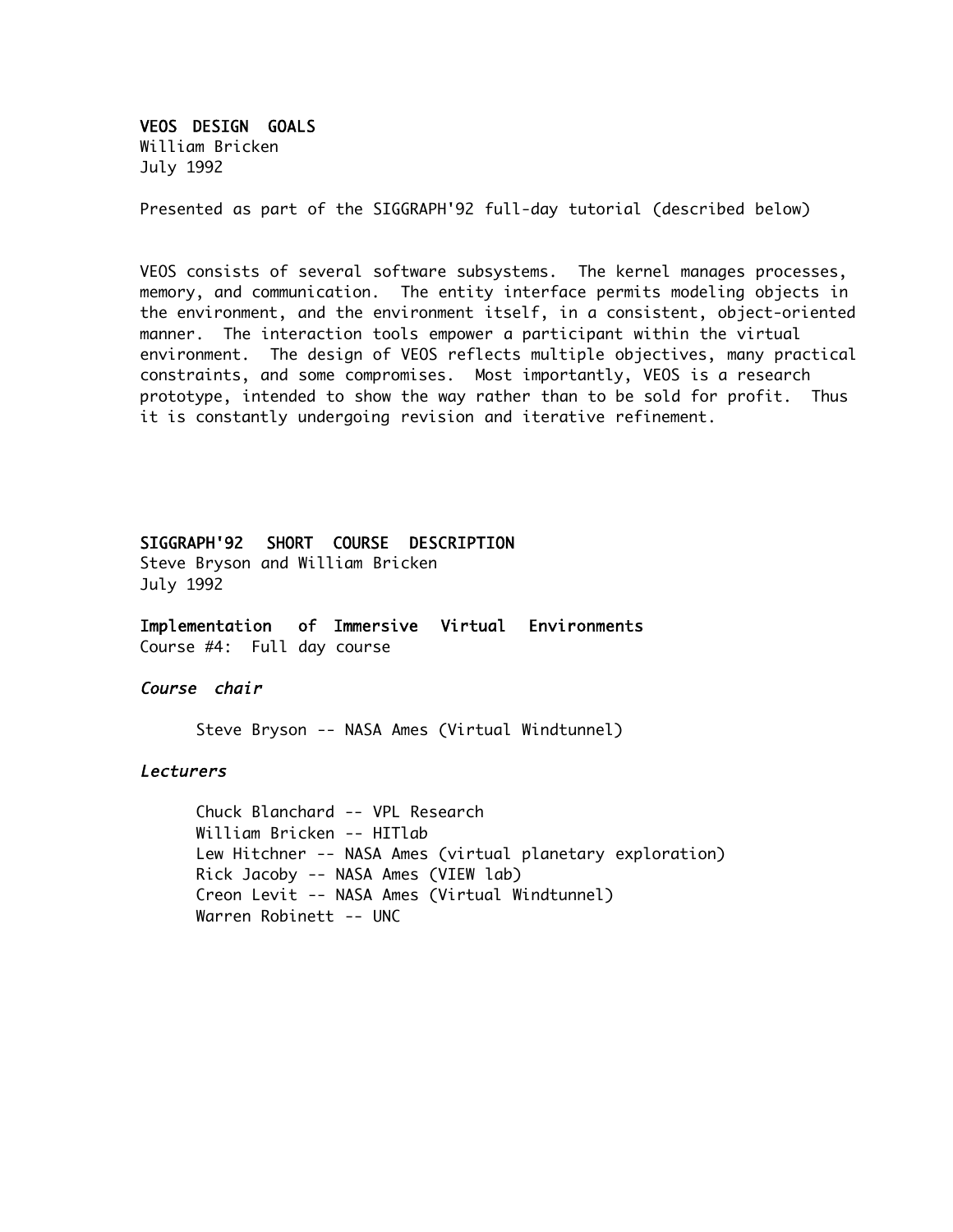## VEOS DESIGN GOALS

William Bricken
July 1992

Presented as part of the SIGGRAPH'92 full-day tutorial (described below)

VEOS consists of several software subsystems. The kernel manages processes, memory, and communication. The entity interface permits modeling objects in the environment, and the environment itself, in a consistent, object-oriented manner. The interaction tools empower a participant within the virtual environment. The design of VEOS reflects multiple objectives, many practical constraints, and some compromises. Most importantly, VEOS is a research prototype, intended to show the way rather than to be sold for profit. Thus it is constantly undergoing revision and iterative refinement.

## SIGGRAPH'92 SHORT COURSE DESCRIPTION

Steve Bryson and William Bricken
July 1992

### Implementation of Immersive Virtual Environments

Course #4: Full day course

*Course chair*

Steve Bryson -- NASA Ames (Virtual Windtunnel)

*Lecturers*

Chuck Blanchard -- VPL Research
William Bricken -- HITlab
Lew Hitchner -- NASA Ames (virtual planetary exploration)
Rick Jacoby -- NASA Ames (VIEW lab)
Creon Levit -- NASA Ames (Virtual Windtunnel)
Warren Robinett -- UNC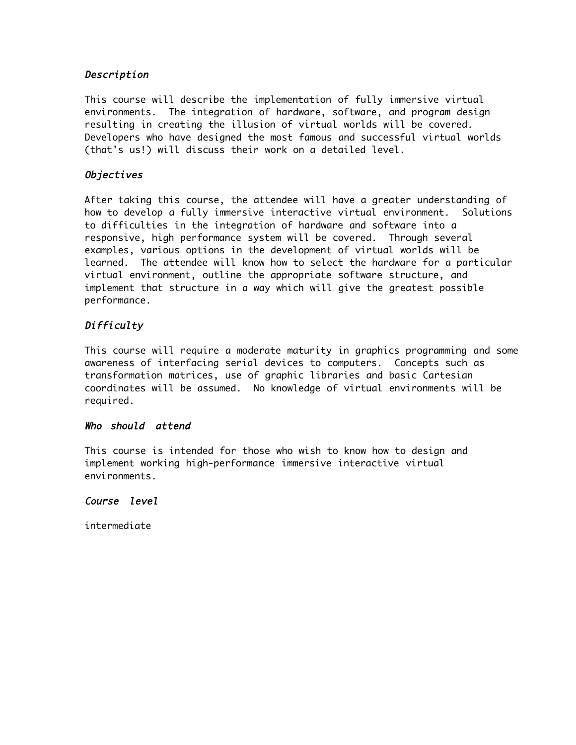*Description*

This course will describe the implementation of fully immersive virtual environments. The integration of hardware, software, and program design resulting in creating the illusion of virtual worlds will be covered. Developers who have designed the most famous and successful virtual worlds (that's us!) will discuss their work on a detailed level.

*Objectives*

After taking this course, the attendee will have a greater understanding of how to develop a fully immersive interactive virtual environment. Solutions to difficulties in the integration of hardware and software into a responsive, high performance system will be covered. Through several examples, various options in the development of virtual worlds will be learned. The attendee will know how to select the hardware for a particular virtual environment, outline the appropriate software structure, and implement that structure in a way which will give the greatest possible performance.

*Difficulty*

This course will require a moderate maturity in graphics programming and some awareness of interfacing serial devices to computers. Concepts such as transformation matrices, use of graphic libraries and basic Cartesian coordinates will be assumed. No knowledge of virtual environments will be required.

*Who should attend*

This course is intended for those who wish to know how to design and implement working high-performance immersive interactive virtual environments.

*Course level*

intermediate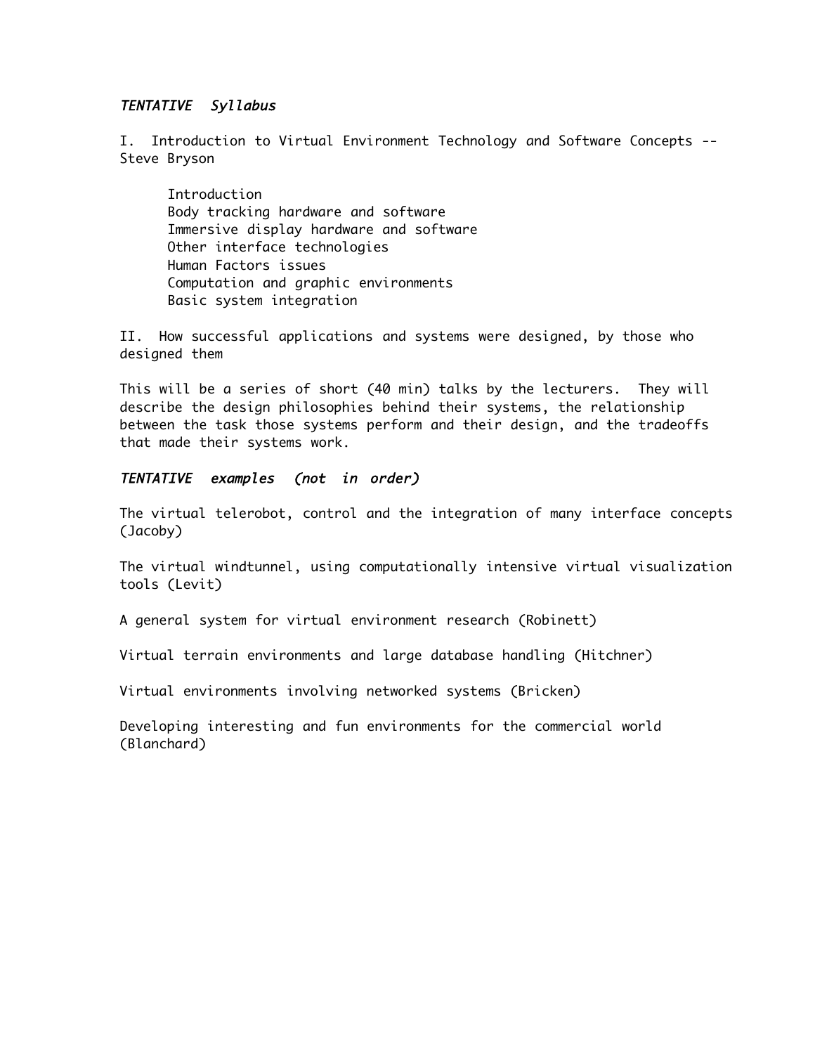*TENTATIVE Syllabus*

I. Introduction to Virtual Environment Technology and Software Concepts -- Steve Bryson

- Introduction
- Body tracking hardware and software
- Immersive display hardware and software
- Other interface technologies
- Human Factors issues
- Computation and graphic environments
- Basic system integration

II. How successful applications and systems were designed, by those who designed them

This will be a series of short (40 min) talks by the lecturers. They will describe the design philosophies behind their systems, the relationship between the task those systems perform and their design, and the tradeoffs that made their systems work.

*TENTATIVE examples (not in order)*

The virtual telerobot, control and the integration of many interface concepts (Jacoby)

The virtual windtunnel, using computationally intensive virtual visualization tools (Levit)

A general system for virtual environment research (Robinett)

Virtual terrain environments and large database handling (Hitchner)

Virtual environments involving networked systems (Bricken)

Developing interesting and fun environments for the commercial world (Blanchard)